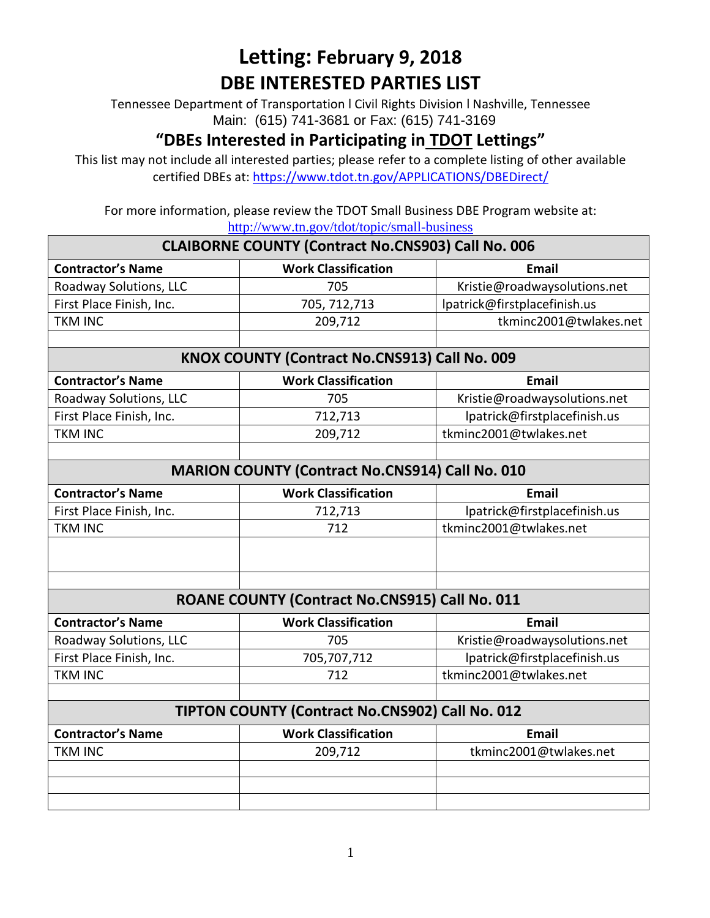# Letting: February 9, 2018

## DBE INTERESTED PARTIES LIST

Tennessee Department of Transportation l Civil Rights Division l Nashville, Tennessee
Main: (615) 741-3681 or Fax: (615) 741-3169

## "DBEs Interested in Participating in TDOT Lettings"

This list may not include all interested parties; please refer to a complete listing of other available certified DBEs at: https://www.tdot.tn.gov/APPLICATIONS/DBEDirect/

For more information, please review the TDOT Small Business DBE Program website at: http://www.tn.gov/tdot/topic/small-business

| CLAIBORNE COUNTY (Contract No.CNS903) Call No. 006 | | |
|---|---|---|
| **Contractor's Name** | **Work Classification** | **Email** |
| Roadway Solutions, LLC | 705 | Kristie@roadwaysolutions.net |
| First Place Finish, Inc. | 705, 712,713 | lpatrick@firstplacefinish.us |
| TKM INC | 209,712 | tkminc2001@twlakes.net |
| | | |
| **KNOX COUNTY (Contract No.CNS913) Call No. 009** | | |
| **Contractor's Name** | **Work Classification** | **Email** |
| Roadway Solutions, LLC | 705 | Kristie@roadwaysolutions.net |
| First Place Finish, Inc. | 712,713 | lpatrick@firstplacefinish.us |
| TKM INC | 209,712 | tkminc2001@twlakes.net |
| | | |
| **MARION COUNTY (Contract No.CNS914) Call No. 010** | | |
| **Contractor's Name** | **Work Classification** | **Email** |
| First Place Finish, Inc. | 712,713 | lpatrick@firstplacefinish.us |
| TKM INC | 712 | tkminc2001@twlakes.net |
| | | |
| | | |
| **ROANE COUNTY (Contract No.CNS915) Call No. 011** | | |
| **Contractor's Name** | **Work Classification** | **Email** |
| Roadway Solutions, LLC | 705 | Kristie@roadwaysolutions.net |
| First Place Finish, Inc. | 705,707,712 | lpatrick@firstplacefinish.us |
| TKM INC | 712 | tkminc2001@twlakes.net |
| | | |
| **TIPTON COUNTY (Contract No.CNS902) Call No. 012** | | |
| **Contractor's Name** | **Work Classification** | **Email** |
| TKM INC | 209,712 | tkminc2001@twlakes.net |
| | | |
| | | |
| | | |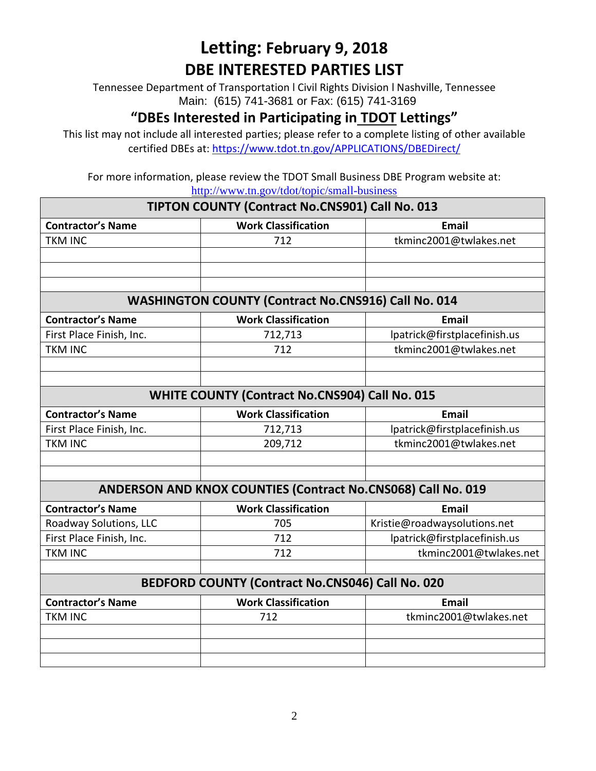# Letting: February 9, 2018

## DBE INTERESTED PARTIES LIST

Tennessee Department of Transportation l Civil Rights Division l Nashville, Tennessee
Main: (615) 741-3681 or Fax: (615) 741-3169

### "DBEs Interested in Participating in TDOT Lettings"

This list may not include all interested parties; please refer to a complete listing of other available certified DBEs at: https://www.tdot.tn.gov/APPLICATIONS/DBEDirect/

For more information, please review the TDOT Small Business DBE Program website at:
http://www.tn.gov/tdot/topic/small-business

| TIPTON COUNTY (Contract No.CNS901) Call No. 013 | | |
|---|---|---|
| **Contractor's Name** | **Work Classification** | **Email** |
| TKM INC | 712 | tkminc2001@twlakes.net |
| | | |
| | | |
| | | |

| WASHINGTON COUNTY (Contract No.CNS916) Call No. 014 | | |
|---|---|---|
| **Contractor's Name** | **Work Classification** | **Email** |
| First Place Finish, Inc. | 712,713 | lpatrick@firstplacefinish.us |
| TKM INC | 712 | tkminc2001@twlakes.net |
| | | |
| | | |

| WHITE COUNTY (Contract No.CNS904) Call No. 015 | | |
|---|---|---|
| **Contractor's Name** | **Work Classification** | **Email** |
| First Place Finish, Inc. | 712,713 | lpatrick@firstplacefinish.us |
| TKM INC | 209,712 | tkminc2001@twlakes.net |
| | | |
| | | |

| ANDERSON AND KNOX COUNTIES (Contract No.CNS068) Call No. 019 | | |
|---|---|---|
| **Contractor's Name** | **Work Classification** | **Email** |
| Roadway Solutions, LLC | 705 | Kristie@roadwaysolutions.net |
| First Place Finish, Inc. | 712 | lpatrick@firstplacefinish.us |
| TKM INC | 712 | tkminc2001@twlakes.net |
| | | |

| BEDFORD COUNTY (Contract No.CNS046) Call No. 020 | | |
|---|---|---|
| **Contractor's Name** | **Work Classification** | **Email** |
| TKM INC | 712 | tkminc2001@twlakes.net |
| | | |
| | | |
| | | |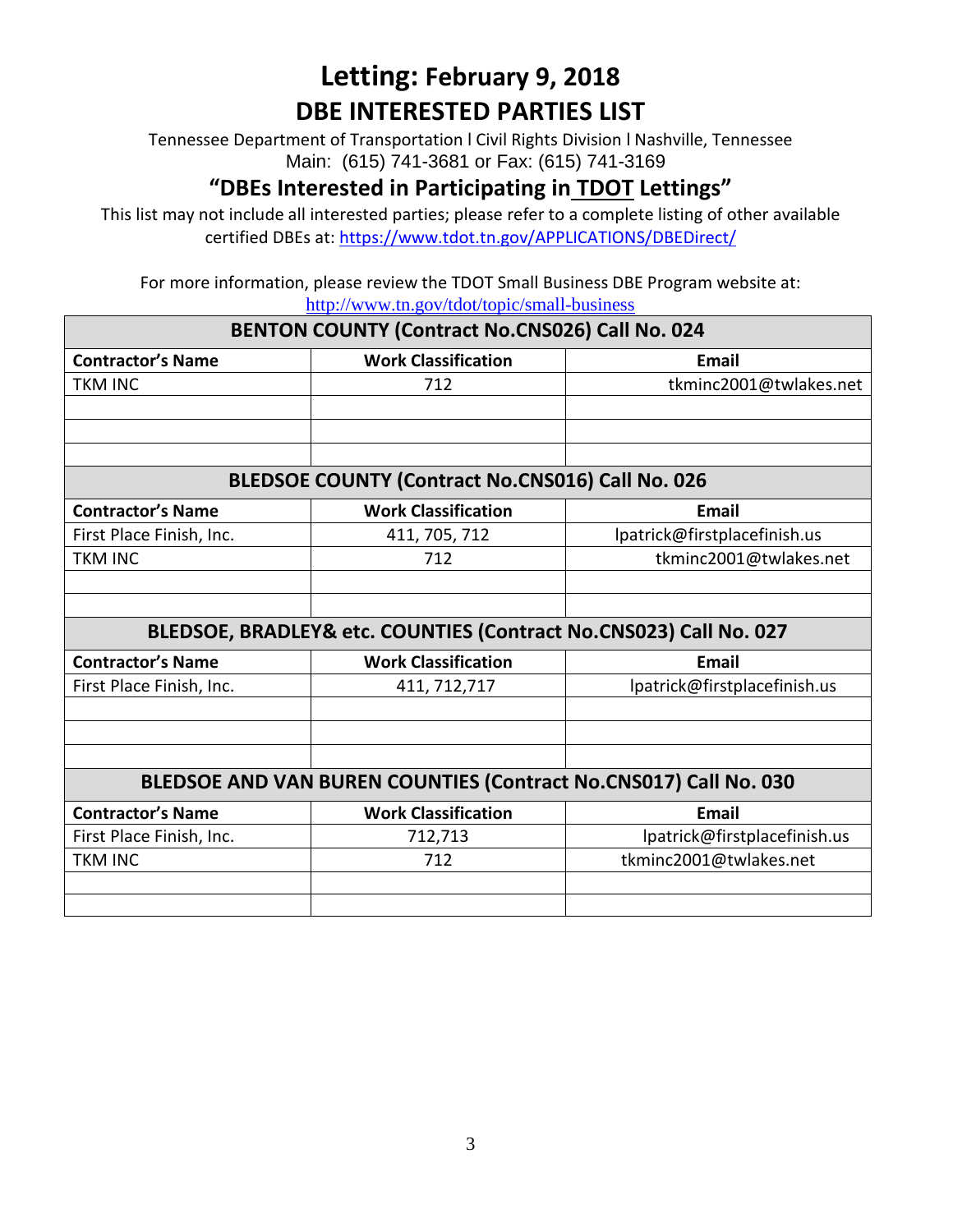# Letting: February 9, 2018

## DBE INTERESTED PARTIES LIST

Tennessee Department of Transportation l Civil Rights Division l Nashville, Tennessee
Main: (615) 741-3681 or Fax: (615) 741-3169

### "DBEs Interested in Participating in TDOT Lettings"

This list may not include all interested parties; please refer to a complete listing of other available certified DBEs at: https://www.tdot.tn.gov/APPLICATIONS/DBEDirect/

For more information, please review the TDOT Small Business DBE Program website at: http://www.tn.gov/tdot/topic/small-business

| BENTON COUNTY (Contract No.CNS026) Call No. 024 | | |
|---|---|---|
| **Contractor's Name** | **Work Classification** | **Email** |
| TKM INC | 712 | tkminc2001@twlakes.net |
| | | |
| | | |
| | | |

| BLEDSOE COUNTY (Contract No.CNS016) Call No. 026 | | |
|---|---|---|
| **Contractor's Name** | **Work Classification** | **Email** |
| First Place Finish, Inc. | 411, 705, 712 | lpatrick@firstplacefinish.us |
| TKM INC | 712 | tkminc2001@twlakes.net |
| | | |
| | | |

| BLEDSOE, BRADLEY& etc. COUNTIES (Contract No.CNS023) Call No. 027 | | |
|---|---|---|
| **Contractor's Name** | **Work Classification** | **Email** |
| First Place Finish, Inc. | 411, 712,717 | lpatrick@firstplacefinish.us |
| | | |
| | | |
| | | |

| BLEDSOE AND VAN BUREN COUNTIES (Contract No.CNS017) Call No. 030 | | |
|---|---|---|
| **Contractor's Name** | **Work Classification** | **Email** |
| First Place Finish, Inc. | 712,713 | lpatrick@firstplacefinish.us |
| TKM INC | 712 | tkminc2001@twlakes.net |
| | | |
| | | |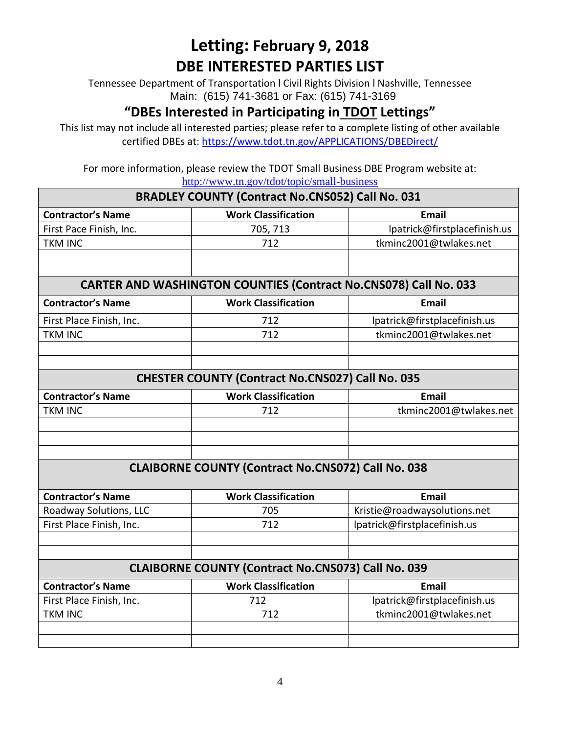# Letting: February 9, 2018

## DBE INTERESTED PARTIES LIST

Tennessee Department of Transportation l Civil Rights Division l Nashville, Tennessee
Main: (615) 741-3681 or Fax: (615) 741-3169

### "DBEs Interested in Participating in TDOT Lettings"

This list may not include all interested parties; please refer to a complete listing of other available certified DBEs at: https://www.tdot.tn.gov/APPLICATIONS/DBEDirect/

For more information, please review the TDOT Small Business DBE Program website at:
http://www.tn.gov/tdot/topic/small-business

| BRADLEY COUNTY (Contract No.CNS052) Call No. 031 | | |
|---|---|---|
| **Contractor's Name** | **Work Classification** | **Email** |
| First Pace Finish, Inc. | 705, 713 | lpatrick@firstplacefinish.us |
| TKM INC | 712 | tkminc2001@twlakes.net |
| | | |
| | | |

| CARTER AND WASHINGTON COUNTIES (Contract No.CNS078) Call No. 033 | | |
|---|---|---|
| **Contractor's Name** | **Work Classification** | **Email** |
| First Place Finish, Inc. | 712 | lpatrick@firstplacefinish.us |
| TKM INC | 712 | tkminc2001@twlakes.net |
| | | |
| | | |

| CHESTER COUNTY (Contract No.CNS027) Call No. 035 | | |
|---|---|---|
| **Contractor's Name** | **Work Classification** | **Email** |
| TKM INC | 712 | tkminc2001@twlakes.net |
| | | |
| | | |
| | | |

| CLAIBORNE COUNTY (Contract No.CNS072) Call No. 038 | | |
|---|---|---|
| **Contractor's Name** | **Work Classification** | **Email** |
| Roadway Solutions, LLC | 705 | Kristie@roadwaysolutions.net |
| First Place Finish, Inc. | 712 | lpatrick@firstplacefinish.us |
| | | |
| | | |

| CLAIBORNE COUNTY (Contract No.CNS073) Call No. 039 | | |
|---|---|---|
| **Contractor's Name** | **Work Classification** | **Email** |
| First Place Finish, Inc. | 712 | lpatrick@firstplacefinish.us |
| TKM INC | 712 | tkminc2001@twlakes.net |
| | | |
| | | |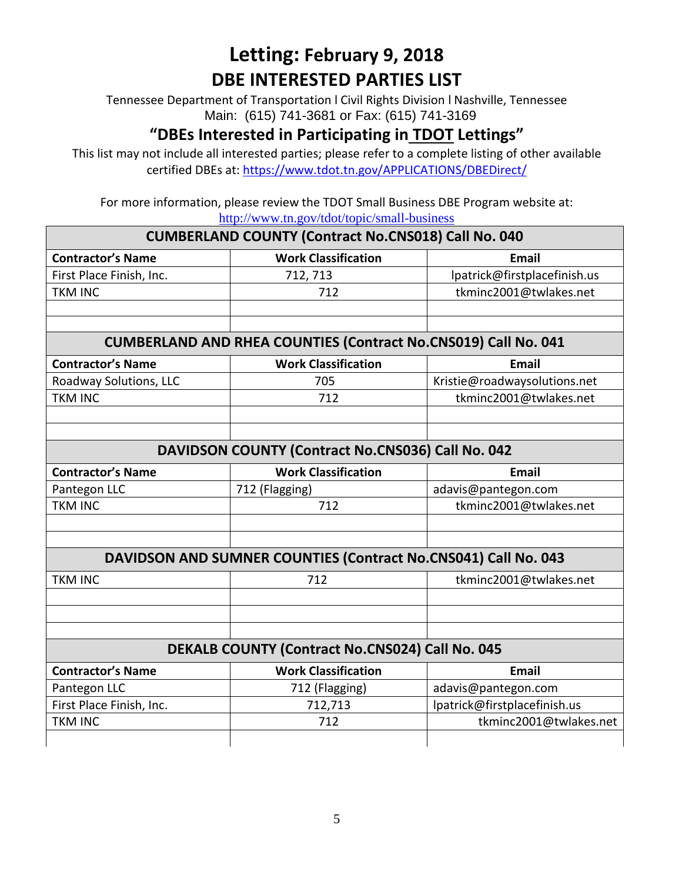# Letting: February 9, 2018

## DBE INTERESTED PARTIES LIST

Tennessee Department of Transportation l Civil Rights Division l Nashville, Tennessee
Main: (615) 741-3681 or Fax: (615) 741-3169

### "DBEs Interested in Participating in TDOT Lettings"

This list may not include all interested parties; please refer to a complete listing of other available certified DBEs at: https://www.tdot.tn.gov/APPLICATIONS/DBEDirect/

For more information, please review the TDOT Small Business DBE Program website at: http://www.tn.gov/tdot/topic/small-business

**CUMBERLAND COUNTY (Contract No.CNS018) Call No. 040**

| Contractor's Name | Work Classification | Email |
|---|---|---|
| First Place Finish, Inc. | 712, 713 | lpatrick@firstplacefinish.us |
| TKM INC | 712 | tkminc2001@twlakes.net |
| | | |
| | | |

**CUMBERLAND AND RHEA COUNTIES (Contract No.CNS019) Call No. 041**

| Contractor's Name | Work Classification | Email |
|---|---|---|
| Roadway Solutions, LLC | 705 | Kristie@roadwaysolutions.net |
| TKM INC | 712 | tkminc2001@twlakes.net |
| | | |
| | | |

**DAVIDSON COUNTY (Contract No.CNS036) Call No. 042**

| Contractor's Name | Work Classification | Email |
|---|---|---|
| Pantegon LLC | 712 (Flagging) | adavis@pantegon.com |
| TKM INC | 712 | tkminc2001@twlakes.net |
| | | |
| | | |

**DAVIDSON AND SUMNER COUNTIES (Contract No.CNS041) Call No. 043**

| Contractor's Name | Work Classification | Email |
|---|---|---|
| TKM INC | 712 | tkminc2001@twlakes.net |
| | | |
| | | |
| | | |

**DEKALB COUNTY (Contract No.CNS024) Call No. 045**

| Contractor's Name | Work Classification | Email |
|---|---|---|
| Pantegon LLC | 712 (Flagging) | adavis@pantegon.com |
| First Place Finish, Inc. | 712,713 | lpatrick@firstplacefinish.us |
| TKM INC | 712 | tkminc2001@twlakes.net |
| | | |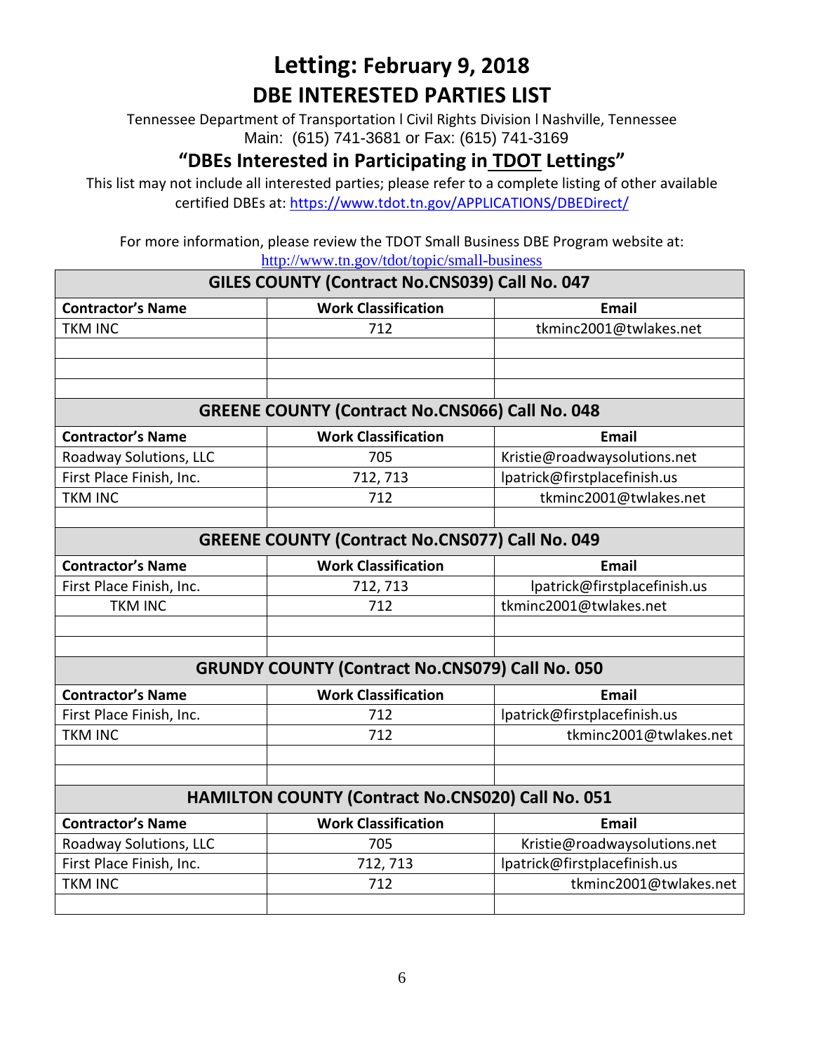# Letting: February 9, 2018

## DBE INTERESTED PARTIES LIST

Tennessee Department of Transportation l Civil Rights Division l Nashville, Tennessee
Main: (615) 741-3681 or Fax: (615) 741-3169

### "DBEs Interested in Participating in TDOT Lettings"

This list may not include all interested parties; please refer to a complete listing of other available certified DBEs at: https://www.tdot.tn.gov/APPLICATIONS/DBEDirect/

For more information, please review the TDOT Small Business DBE Program website at:
http://www.tn.gov/tdot/topic/small-business

| GILES COUNTY (Contract No.CNS039) Call No. 047 | | |
|---|---|---|
| **Contractor's Name** | **Work Classification** | **Email** |
| TKM INC | 712 | tkminc2001@twlakes.net |
| | | |
| | | |
| | | |

| GREENE COUNTY (Contract No.CNS066) Call No. 048 | | |
|---|---|---|
| **Contractor's Name** | **Work Classification** | **Email** |
| Roadway Solutions, LLC | 705 | Kristie@roadwaysolutions.net |
| First Place Finish, Inc. | 712, 713 | lpatrick@firstplacefinish.us |
| TKM INC | 712 | tkminc2001@twlakes.net |
| | | |

| GREENE COUNTY (Contract No.CNS077) Call No. 049 | | |
|---|---|---|
| **Contractor's Name** | **Work Classification** | **Email** |
| First Place Finish, Inc. | 712, 713 | lpatrick@firstplacefinish.us |
| TKM INC | 712 | tkminc2001@twlakes.net |
| | | |
| | | |

| GRUNDY COUNTY (Contract No.CNS079) Call No. 050 | | |
|---|---|---|
| **Contractor's Name** | **Work Classification** | **Email** |
| First Place Finish, Inc. | 712 | lpatrick@firstplacefinish.us |
| TKM INC | 712 | tkminc2001@twlakes.net |
| | | |
| | | |

| HAMILTON COUNTY (Contract No.CNS020) Call No. 051 | | |
|---|---|---|
| **Contractor's Name** | **Work Classification** | **Email** |
| Roadway Solutions, LLC | 705 | Kristie@roadwaysolutions.net |
| First Place Finish, Inc. | 712, 713 | lpatrick@firstplacefinish.us |
| TKM INC | 712 | tkminc2001@twlakes.net |
| | | |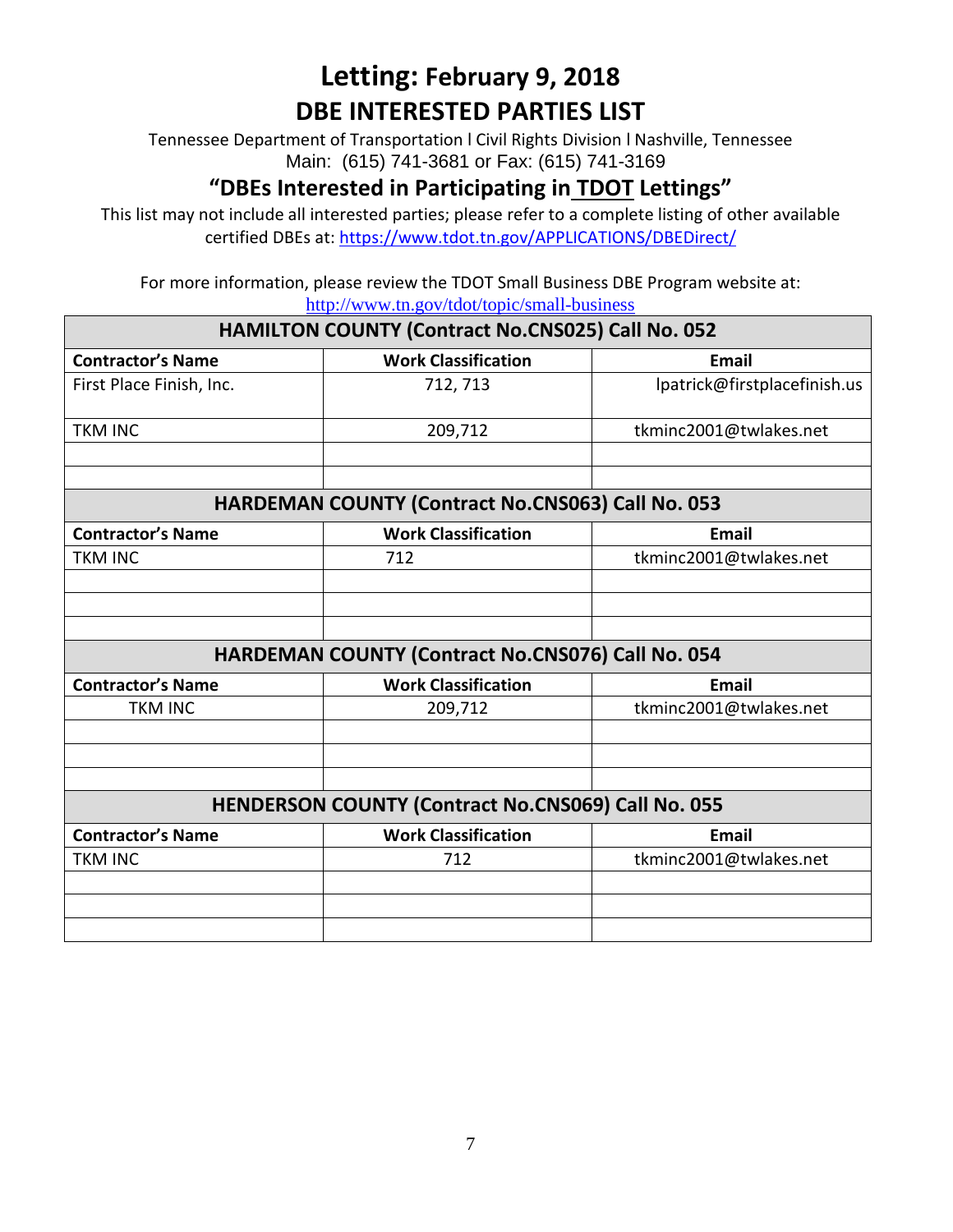# Letting: February 9, 2018

## DBE INTERESTED PARTIES LIST

Tennessee Department of Transportation l Civil Rights Division l Nashville, Tennessee
Main: (615) 741-3681 or Fax: (615) 741-3169

### "DBEs Interested in Participating in TDOT Lettings"

This list may not include all interested parties; please refer to a complete listing of other available certified DBEs at: https://www.tdot.tn.gov/APPLICATIONS/DBEDirect/

For more information, please review the TDOT Small Business DBE Program website at: http://www.tn.gov/tdot/topic/small-business

| HAMILTON COUNTY (Contract No.CNS025) Call No. 052 | | |
|---|---|---|
| **Contractor's Name** | **Work Classification** | **Email** |
| First Place Finish, Inc. | 712, 713 | lpatrick@firstplacefinish.us |
| TKM INC | 209,712 | tkminc2001@twlakes.net |
| | | |
| | | |

| HARDEMAN COUNTY (Contract No.CNS063) Call No. 053 | | |
|---|---|---|
| **Contractor's Name** | **Work Classification** | **Email** |
| TKM INC | 712 | tkminc2001@twlakes.net |
| | | |
| | | |
| | | |

| HARDEMAN COUNTY (Contract No.CNS076) Call No. 054 | | |
|---|---|---|
| **Contractor's Name** | **Work Classification** | **Email** |
| TKM INC | 209,712 | tkminc2001@twlakes.net |
| | | |
| | | |
| | | |

| HENDERSON COUNTY (Contract No.CNS069) Call No. 055 | | |
|---|---|---|
| **Contractor's Name** | **Work Classification** | **Email** |
| TKM INC | 712 | tkminc2001@twlakes.net |
| | | |
| | | |
| | | |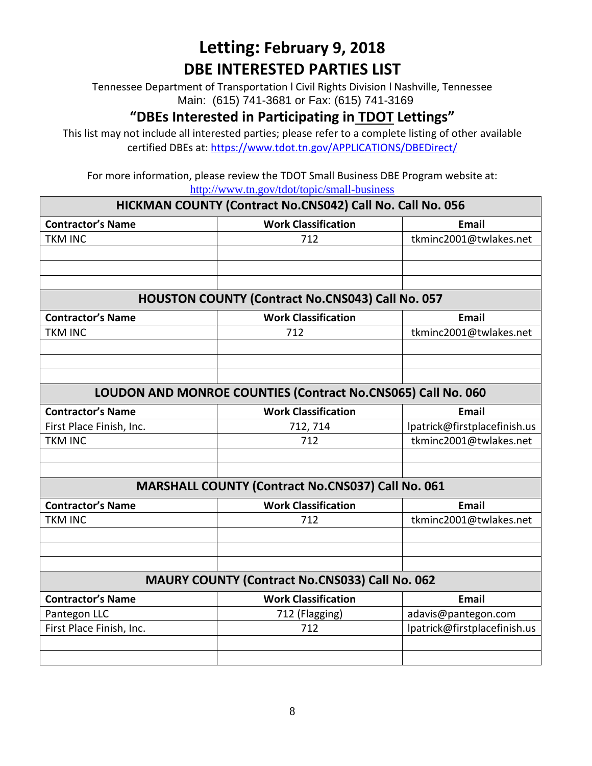# Letting: February 9, 2018

## DBE INTERESTED PARTIES LIST

Tennessee Department of Transportation l Civil Rights Division l Nashville, Tennessee
Main: (615) 741-3681 or Fax: (615) 741-3169

### "DBEs Interested in Participating in TDOT Lettings"

This list may not include all interested parties; please refer to a complete listing of other available certified DBEs at: https://www.tdot.tn.gov/APPLICATIONS/DBEDirect/

For more information, please review the TDOT Small Business DBE Program website at: http://www.tn.gov/tdot/topic/small-business

| HICKMAN COUNTY (Contract No.CNS042) Call No. Call No. 056 | | |
|---|---|---|
| **Contractor's Name** | **Work Classification** | **Email** |
| TKM INC | 712 | tkminc2001@twlakes.net |
| | | |
| | | |
| | | |

| HOUSTON COUNTY (Contract No.CNS043) Call No. 057 | | |
|---|---|---|
| **Contractor's Name** | **Work Classification** | **Email** |
| TKM INC | 712 | tkminc2001@twlakes.net |
| | | |
| | | |
| | | |

| LOUDON AND MONROE COUNTIES (Contract No.CNS065) Call No. 060 | | |
|---|---|---|
| **Contractor's Name** | **Work Classification** | **Email** |
| First Place Finish, Inc. | 712, 714 | lpatrick@firstplacefinish.us |
| TKM INC | 712 | tkminc2001@twlakes.net |
| | | |
| | | |

| MARSHALL COUNTY (Contract No.CNS037) Call No. 061 | | |
|---|---|---|
| **Contractor's Name** | **Work Classification** | **Email** |
| TKM INC | 712 | tkminc2001@twlakes.net |
| | | |
| | | |
| | | |

| MAURY COUNTY (Contract No.CNS033) Call No. 062 | | |
|---|---|---|
| **Contractor's Name** | **Work Classification** | **Email** |
| Pantegon LLC | 712 (Flagging) | adavis@pantegon.com |
| First Place Finish, Inc. | 712 | lpatrick@firstplacefinish.us |
| | | |
| | | |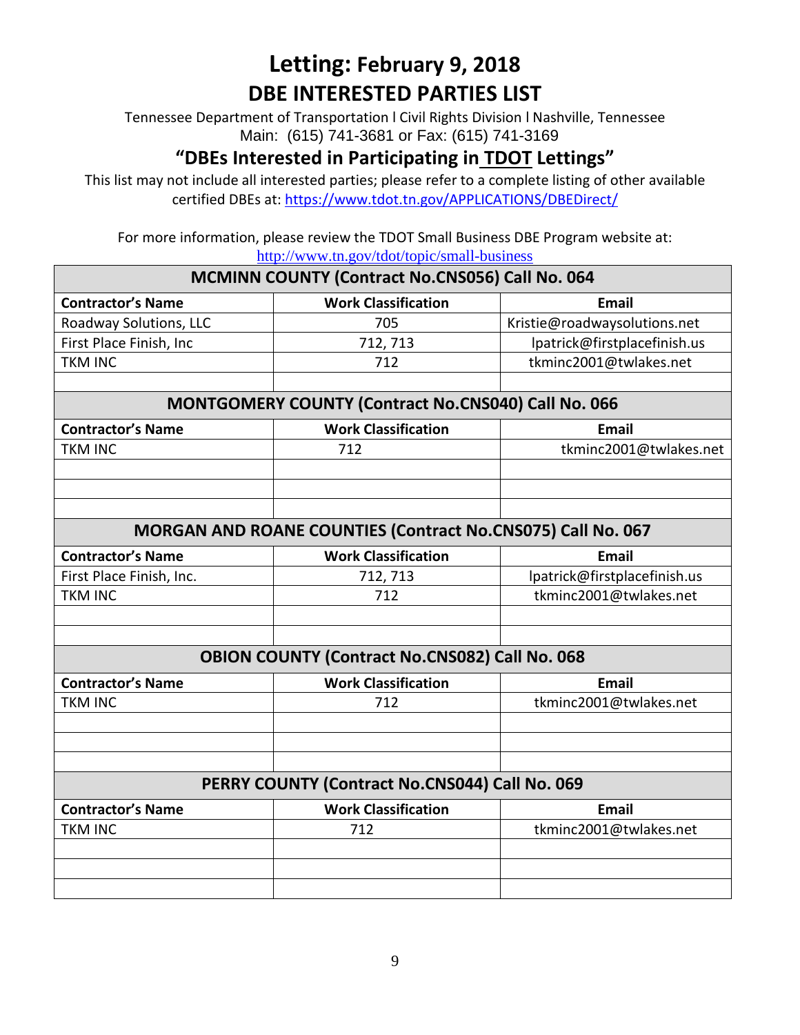# Letting: February 9, 2018

## DBE INTERESTED PARTIES LIST

Tennessee Department of Transportation l Civil Rights Division l Nashville, Tennessee
Main: (615) 741-3681 or Fax: (615) 741-3169

### "DBEs Interested in Participating in TDOT Lettings"

This list may not include all interested parties; please refer to a complete listing of other available certified DBEs at: https://www.tdot.tn.gov/APPLICATIONS/DBEDirect/

For more information, please review the TDOT Small Business DBE Program website at:
http://www.tn.gov/tdot/topic/small-business

| MCMINN COUNTY (Contract No.CNS056) Call No. 064 | | |
|---|---|---|
| **Contractor's Name** | **Work Classification** | **Email** |
| Roadway Solutions, LLC | 705 | Kristie@roadwaysolutions.net |
| First Place Finish, Inc | 712, 713 | lpatrick@firstplacefinish.us |
| TKM INC | 712 | tkminc2001@twlakes.net |
| | | |

| MONTGOMERY COUNTY (Contract No.CNS040) Call No. 066 | | |
|---|---|---|
| **Contractor's Name** | **Work Classification** | **Email** |
| TKM INC | 712 | tkminc2001@twlakes.net |
| | | |
| | | |
| | | |

| MORGAN AND ROANE COUNTIES (Contract No.CNS075) Call No. 067 | | |
|---|---|---|
| **Contractor's Name** | **Work Classification** | **Email** |
| First Place Finish, Inc. | 712, 713 | lpatrick@firstplacefinish.us |
| TKM INC | 712 | tkminc2001@twlakes.net |
| | | |
| | | |

| OBION COUNTY (Contract No.CNS082) Call No. 068 | | |
|---|---|---|
| **Contractor's Name** | **Work Classification** | **Email** |
| TKM INC | 712 | tkminc2001@twlakes.net |
| | | |
| | | |
| | | |

| PERRY COUNTY (Contract No.CNS044) Call No. 069 | | |
|---|---|---|
| **Contractor's Name** | **Work Classification** | **Email** |
| TKM INC | 712 | tkminc2001@twlakes.net |
| | | |
| | | |
| | | |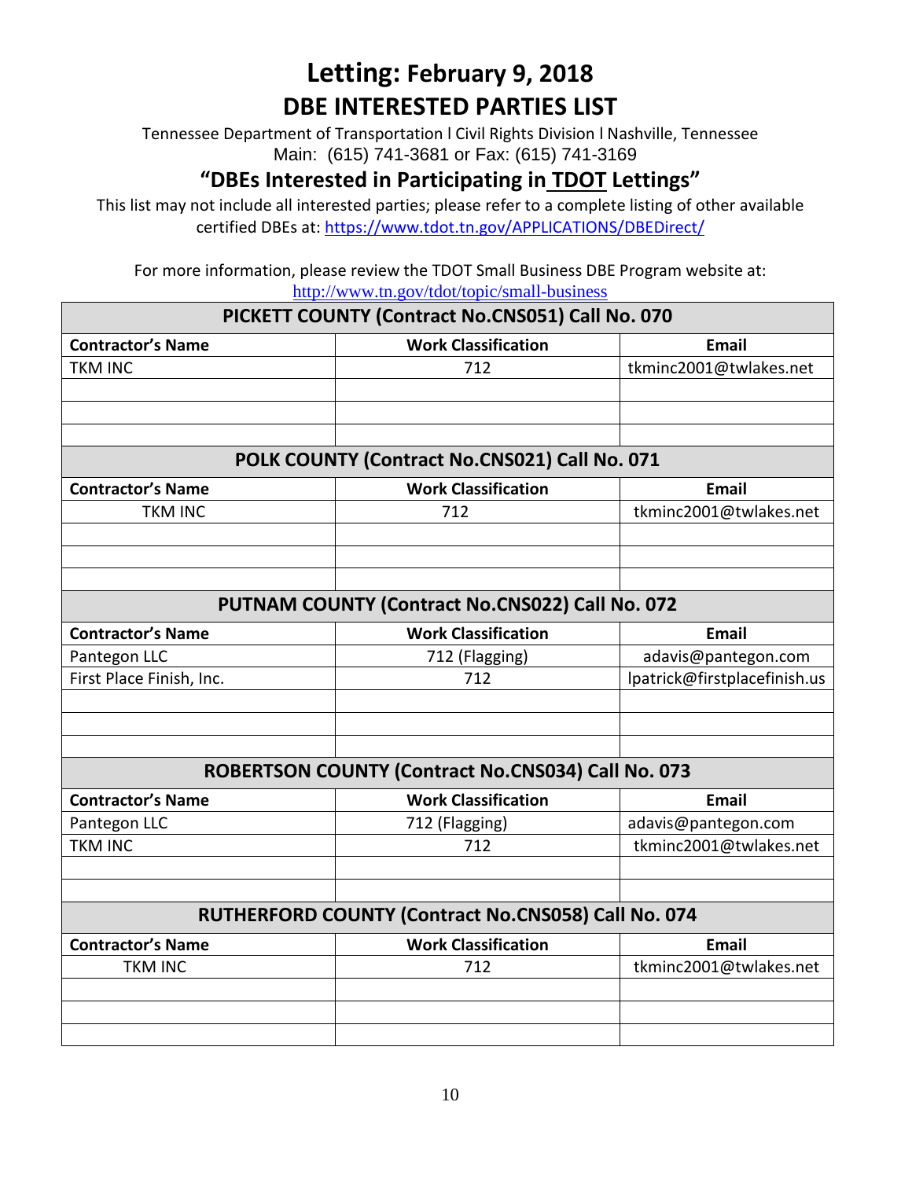# Letting: February 9, 2018

## DBE INTERESTED PARTIES LIST

Tennessee Department of Transportation l Civil Rights Division l Nashville, Tennessee
Main: (615) 741-3681 or Fax: (615) 741-3169

### "DBEs Interested in Participating in TDOT Lettings"

This list may not include all interested parties; please refer to a complete listing of other available certified DBEs at: https://www.tdot.tn.gov/APPLICATIONS/DBEDirect/

For more information, please review the TDOT Small Business DBE Program website at: http://www.tn.gov/tdot/topic/small-business

| PICKETT COUNTY (Contract No.CNS051) Call No. 070 | | |
|---|---|---|
| **Contractor's Name** | **Work Classification** | **Email** |
| TKM INC | 712 | tkminc2001@twlakes.net |
| | | |
| | | |
| | | |

| POLK COUNTY (Contract No.CNS021) Call No. 071 | | |
|---|---|---|
| **Contractor's Name** | **Work Classification** | **Email** |
| TKM INC | 712 | tkminc2001@twlakes.net |
| | | |
| | | |
| | | |

| PUTNAM COUNTY (Contract No.CNS022) Call No. 072 | | |
|---|---|---|
| **Contractor's Name** | **Work Classification** | **Email** |
| Pantegon LLC | 712 (Flagging) | adavis@pantegon.com |
| First Place Finish, Inc. | 712 | lpatrick@firstplacefinish.us |
| | | |
| | | |
| | | |

| ROBERTSON COUNTY (Contract No.CNS034) Call No. 073 | | |
|---|---|---|
| **Contractor's Name** | **Work Classification** | **Email** |
| Pantegon LLC | 712 (Flagging) | adavis@pantegon.com |
| TKM INC | 712 | tkminc2001@twlakes.net |
| | | |
| | | |

| RUTHERFORD COUNTY (Contract No.CNS058) Call No. 074 | | |
|---|---|---|
| **Contractor's Name** | **Work Classification** | **Email** |
| TKM INC | 712 | tkminc2001@twlakes.net |
| | | |
| | | |
| | | |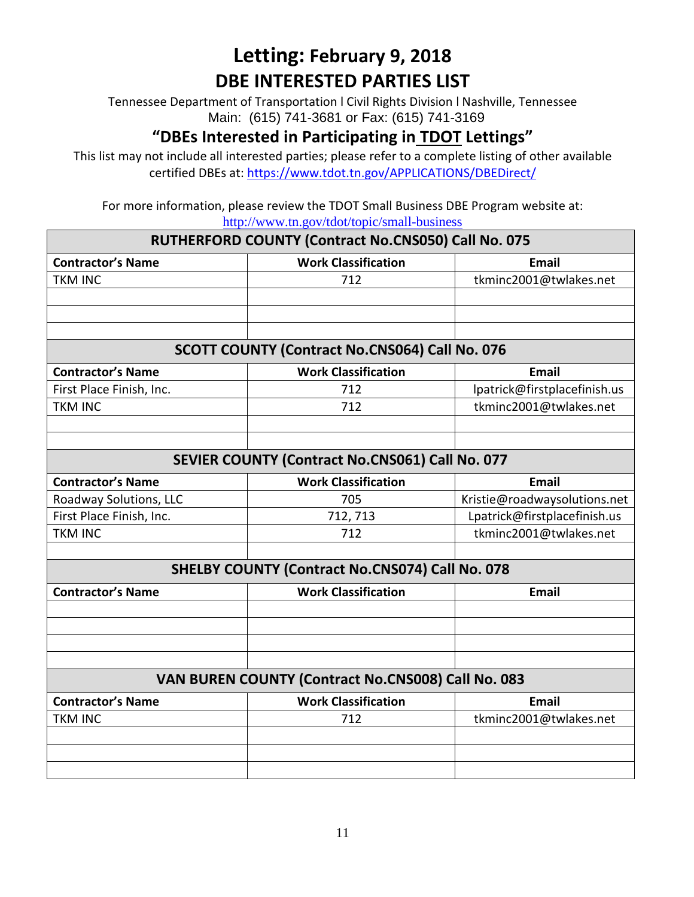# Letting: February 9, 2018

## DBE INTERESTED PARTIES LIST

Tennessee Department of Transportation l Civil Rights Division l Nashville, Tennessee
Main: (615) 741-3681 or Fax: (615) 741-3169

### "DBEs Interested in Participating in TDOT Lettings"

This list may not include all interested parties; please refer to a complete listing of other available certified DBEs at: https://www.tdot.tn.gov/APPLICATIONS/DBEDirect/

For more information, please review the TDOT Small Business DBE Program website at: http://www.tn.gov/tdot/topic/small-business

| RUTHERFORD COUNTY (Contract No.CNS050) Call No. 075 | | |
|---|---|---|
| **Contractor's Name** | **Work Classification** | **Email** |
| TKM INC | 712 | tkminc2001@twlakes.net |
| | | |
| | | |
| | | |

| SCOTT COUNTY (Contract No.CNS064) Call No. 076 | | |
|---|---|---|
| **Contractor's Name** | **Work Classification** | **Email** |
| First Place Finish, Inc. | 712 | lpatrick@firstplacefinish.us |
| TKM INC | 712 | tkminc2001@twlakes.net |
| | | |
| | | |

| SEVIER COUNTY (Contract No.CNS061) Call No. 077 | | |
|---|---|---|
| **Contractor's Name** | **Work Classification** | **Email** |
| Roadway Solutions, LLC | 705 | Kristie@roadwaysolutions.net |
| First Place Finish, Inc. | 712, 713 | Lpatrick@firstplacefinish.us |
| TKM INC | 712 | tkminc2001@twlakes.net |
| | | |

| SHELBY COUNTY (Contract No.CNS074) Call No. 078 | | |
|---|---|---|
| **Contractor's Name** | **Work Classification** | **Email** |
| | | |
| | | |
| | | |
| | | |

| VAN BUREN COUNTY (Contract No.CNS008) Call No. 083 | | |
|---|---|---|
| **Contractor's Name** | **Work Classification** | **Email** |
| TKM INC | 712 | tkminc2001@twlakes.net |
| | | |
| | | |
| | | |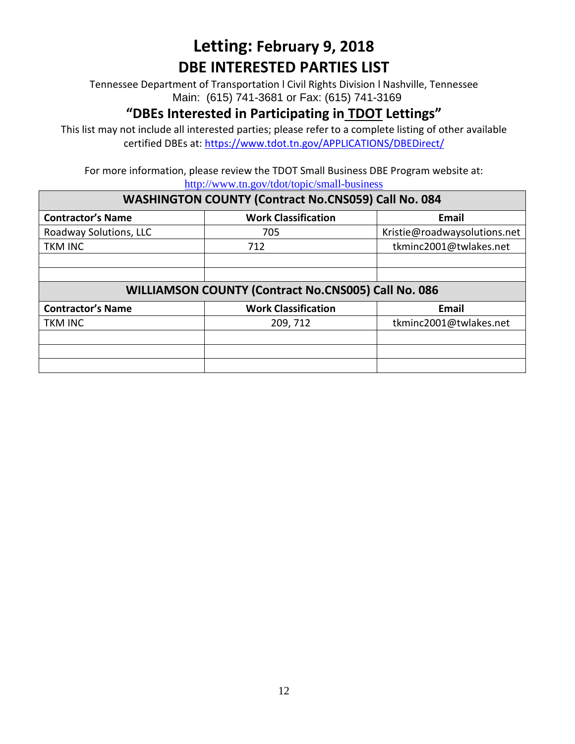# Letting: February 9, 2018

## DBE INTERESTED PARTIES LIST

Tennessee Department of Transportation l Civil Rights Division l Nashville, Tennessee
Main: (615) 741-3681 or Fax: (615) 741-3169

### "DBEs Interested in Participating in TDOT Lettings"

This list may not include all interested parties; please refer to a complete listing of other available certified DBEs at: https://www.tdot.tn.gov/APPLICATIONS/DBEDirect/

For more information, please review the TDOT Small Business DBE Program website at: http://www.tn.gov/tdot/topic/small-business

| WASHINGTON COUNTY (Contract No.CNS059) Call No. 084 | | |
|---|---|---|
| **Contractor's Name** | **Work Classification** | **Email** |
| Roadway Solutions, LLC | 705 | Kristie@roadwaysolutions.net |
| TKM INC | 712 | tkminc2001@twlakes.net |
| | | |
| | | |

| WILLIAMSON COUNTY (Contract No.CNS005) Call No. 086 | | |
|---|---|---|
| **Contractor's Name** | **Work Classification** | **Email** |
| TKM INC | 209, 712 | tkminc2001@twlakes.net |
| | | |
| | | |
| | | |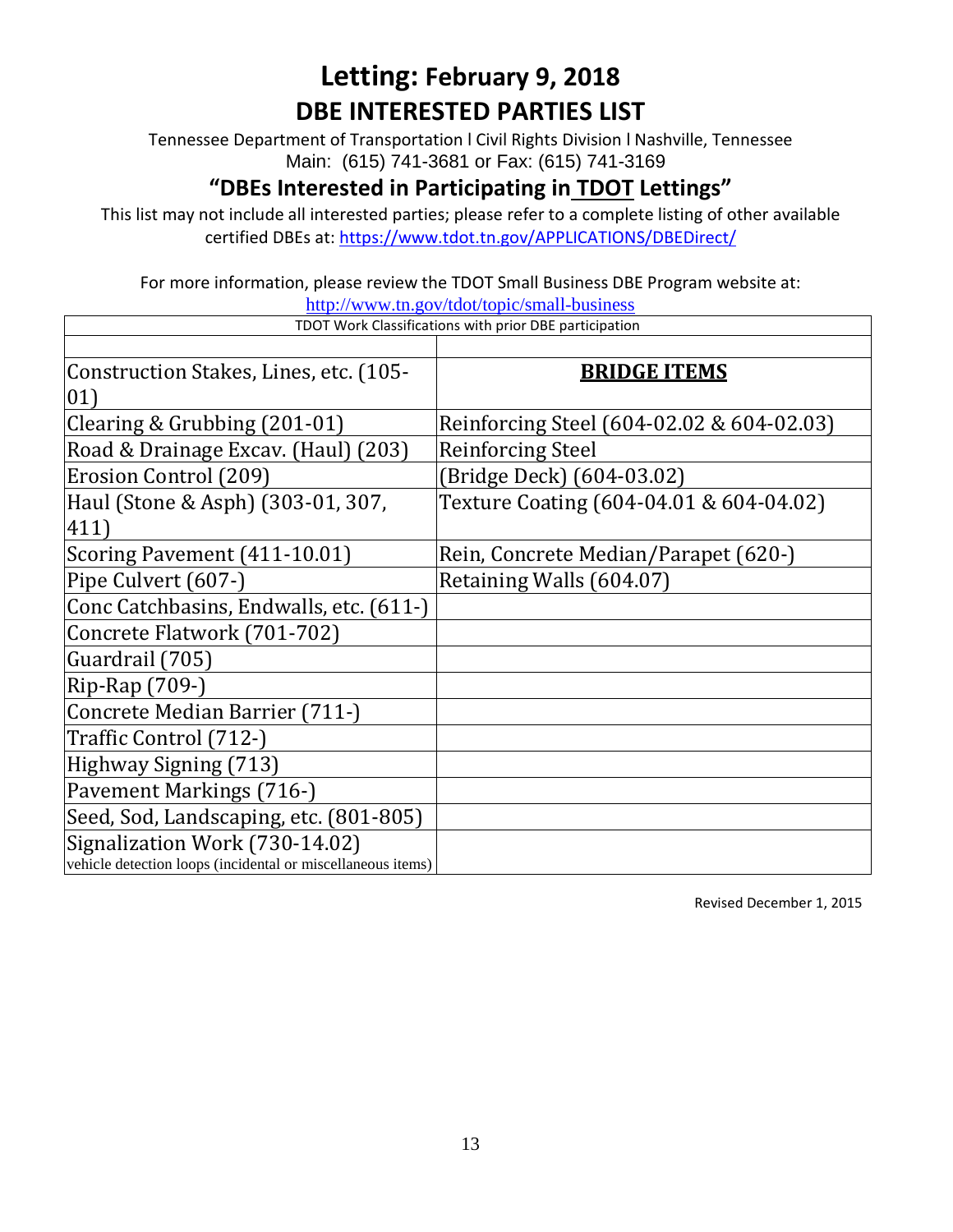# Letting: February 9, 2018

## DBE INTERESTED PARTIES LIST

Tennessee Department of Transportation l Civil Rights Division l Nashville, Tennessee
Main: (615) 741-3681 or Fax: (615) 741-3169

### "DBEs Interested in Participating in TDOT Lettings"

This list may not include all interested parties; please refer to a complete listing of other available certified DBEs at: https://www.tdot.tn.gov/APPLICATIONS/DBEDirect/

For more information, please review the TDOT Small Business DBE Program website at:
http://www.tn.gov/tdot/topic/small-business

| TDOT Work Classifications with prior DBE participation | |
|---|---|
| | |
| Construction Stakes, Lines, etc. (105-01) | **BRIDGE ITEMS** |
| Clearing & Grubbing (201-01) | Reinforcing Steel (604-02.02 & 604-02.03) |
| Road & Drainage Excav. (Haul) (203) | Reinforcing Steel |
| Erosion Control (209) | (Bridge Deck) (604-03.02) |
| Haul (Stone & Asph) (303-01, 307, 411) | Texture Coating (604-04.01 & 604-04.02) |
| Scoring Pavement (411-10.01) | Rein, Concrete Median/Parapet (620-) |
| Pipe Culvert (607-) | Retaining Walls (604.07) |
| Conc Catchbasins, Endwalls, etc. (611-) | |
| Concrete Flatwork (701-702) | |
| Guardrail (705) | |
| Rip-Rap (709-) | |
| Concrete Median Barrier (711-) | |
| Traffic Control (712-) | |
| Highway Signing (713) | |
| Pavement Markings (716-) | |
| Seed, Sod, Landscaping, etc. (801-805) | |
| Signalization Work (730-14.02) vehicle detection loops (incidental or miscellaneous items) | |

Revised December 1, 2015